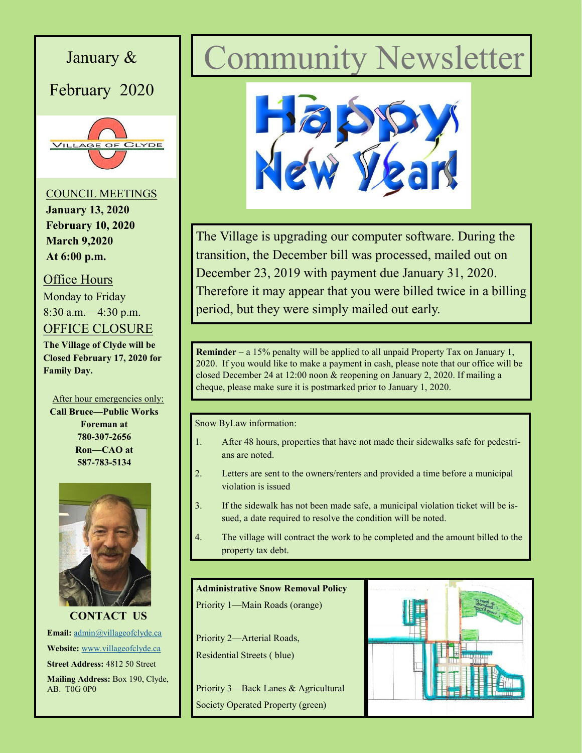# Community Newsletter

January & February 2020

Happy New Year!

## COUNCIL MEETINGS

**January 13, 2020**
**February 10, 2020**
**March 9,2020**
**At 6:00 p.m.**

## Office Hours

Monday to Friday
8:30 a.m.—4:30 p.m.

## OFFICE CLOSURE

**The Village of Clyde will be Closed February 17, 2020 for Family Day.**

After hour emergencies only:
**Call Bruce—Public Works Foreman at 780-307-2656**
**Ron—CAO at 587-783-5134**

## CONTACT US

**Email:** admin@villageofclyde.ca
**Website:** www.villageofclyde.ca
**Street Address:** 4812 50 Street
**Mailing Address:** Box 190, Clyde, AB. T0G 0P0

---

The Village is upgrading our computer software. During the transition, the December bill was processed, mailed out on December 23, 2019 with payment due January 31, 2020. Therefore it may appear that you were billed twice in a billing period, but they were simply mailed out early.

**Reminder** – a 15% penalty will be applied to all unpaid Property Tax on January 1, 2020. If you would like to make a payment in cash, please note that our office will be closed December 24 at 12:00 noon & reopening on January 2, 2020. If mailing a cheque, please make sure it is postmarked prior to January 1, 2020.

Snow ByLaw information:

1. After 48 hours, properties that have not made their sidewalks safe for pedestrians are noted.
2. Letters are sent to the owners/renters and provided a time before a municipal violation is issued
3. If the sidewalk has not been made safe, a municipal violation ticket will be issued, a date required to resolve the condition will be noted.
4. The village will contract the work to be completed and the amount billed to the property tax debt.

**Administrative Snow Removal Policy**

Priority 1—Main Roads (orange)

Priority 2—Arterial Roads, Residential Streets ( blue)

Priority 3—Back Lanes & Agricultural Society Operated Property (green)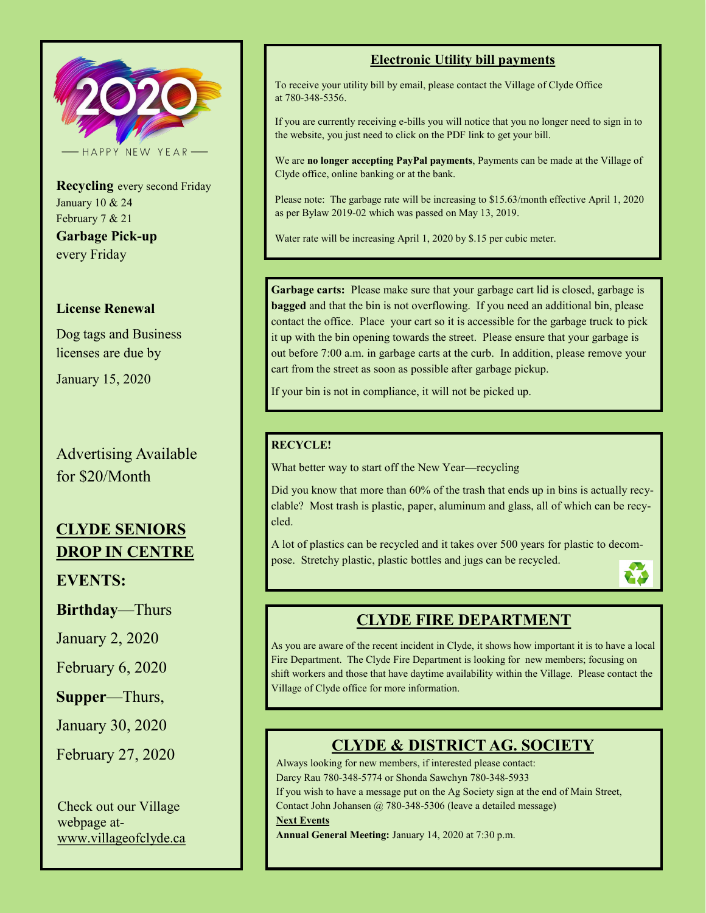2020

HAPPY NEW YEAR

**Recycling** every second Friday
January 10 & 24
February 7 & 21

**Garbage Pick-up**
every Friday

**License Renewal**

Dog tags and Business licenses are due by

January 15, 2020

Advertising Available for $20/Month

## CLYDE SENIORS DROP IN CENTRE

**EVENTS:**

**Birthday**—Thurs

January 2, 2020

February 6, 2020

**Supper**—Thurs,

January 30, 2020

February 27, 2020

Check out our Village webpage at- www.villageofclyde.ca

## Electronic Utility bill payments

To receive your utility bill by email, please contact the Village of Clyde Office at 780-348-5356.

If you are currently receiving e-bills you will notice that you no longer need to sign in to the website, you just need to click on the PDF link to get your bill.

We are **no longer accepting PayPal payments**, Payments can be made at the Village of Clyde office, online banking or at the bank.

Please note: The garbage rate will be increasing to $15.63/month effective April 1, 2020 as per Bylaw 2019-02 which was passed on May 13, 2019.

Water rate will be increasing April 1, 2020 by $.15 per cubic meter.

**Garbage carts:** Please make sure that your garbage cart lid is closed, garbage is **bagged** and that the bin is not overflowing. If you need an additional bin, please contact the office. Place your cart so it is accessible for the garbage truck to pick it up with the bin opening towards the street. Please ensure that your garbage is out before 7:00 a.m. in garbage carts at the curb. In addition, please remove your cart from the street as soon as possible after garbage pickup.

If your bin is not in compliance, it will not be picked up.

**RECYCLE!**

What better way to start off the New Year—recycling

Did you know that more than 60% of the trash that ends up in bins is actually recyclable? Most trash is plastic, paper, aluminum and glass, all of which can be recycled.

A lot of plastics can be recycled and it takes over 500 years for plastic to decompose. Stretchy plastic, plastic bottles and jugs can be recycled.

## CLYDE FIRE DEPARTMENT

As you are aware of the recent incident in Clyde, it shows how important it is to have a local Fire Department. The Clyde Fire Department is looking for new members; focusing on shift workers and those that have daytime availability within the Village. Please contact the Village of Clyde office for more information.

## CLYDE & DISTRICT AG. SOCIETY

Always looking for new members, if interested please contact:
Darcy Rau 780-348-5774 or Shonda Sawchyn 780-348-5933
If you wish to have a message put on the Ag Society sign at the end of Main Street, Contact John Johansen @ 780-348-5306 (leave a detailed message)

**Next Events**

**Annual General Meeting:** January 14, 2020 at 7:30 p.m.